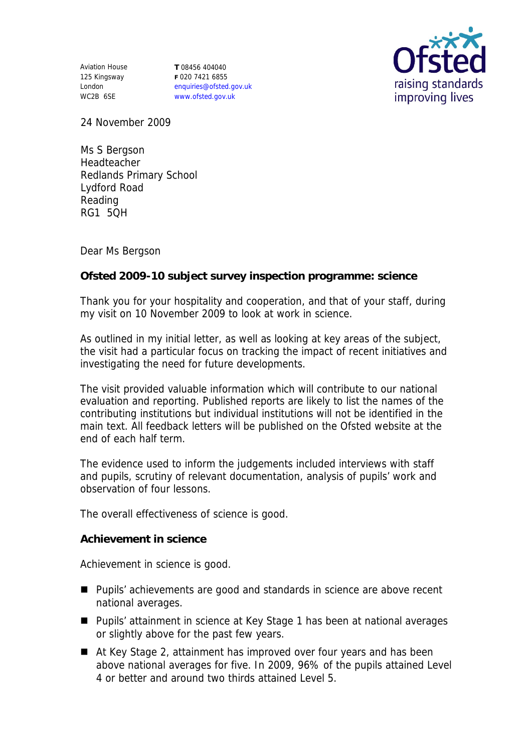Aviation House
125 Kingsway
London
WC2B 6SE

**T** 08456 404040
**F** 020 7421 6855
enquiries@ofsted.gov.uk
www.ofsted.gov.uk

24 November 2009

Ms S Bergson
Headteacher
Redlands Primary School
Lydford Road
Reading
RG1 5QH

Dear Ms Bergson

**Ofsted 2009-10 subject survey inspection programme: science**

Thank you for your hospitality and cooperation, and that of your staff, during my visit on 10 November 2009 to look at work in science.

As outlined in my initial letter, as well as looking at key areas of the subject, the visit had a particular focus on tracking the impact of recent initiatives and investigating the need for future developments.

The visit provided valuable information which will contribute to our national evaluation and reporting. Published reports are likely to list the names of the contributing institutions but individual institutions will not be identified in the main text. All feedback letters will be published on the Ofsted website at the end of each half term.

The evidence used to inform the judgements included interviews with staff and pupils, scrutiny of relevant documentation, analysis of pupils' work and observation of four lessons.

The overall effectiveness of science is good.

**Achievement in science**

Achievement in science is good.

- Pupils' achievements are good and standards in science are above recent national averages.
- Pupils' attainment in science at Key Stage 1 has been at national averages or slightly above for the past few years.
- At Key Stage 2, attainment has improved over four years and has been above national averages for five. In 2009, 96% of the pupils attained Level 4 or better and around two thirds attained Level 5.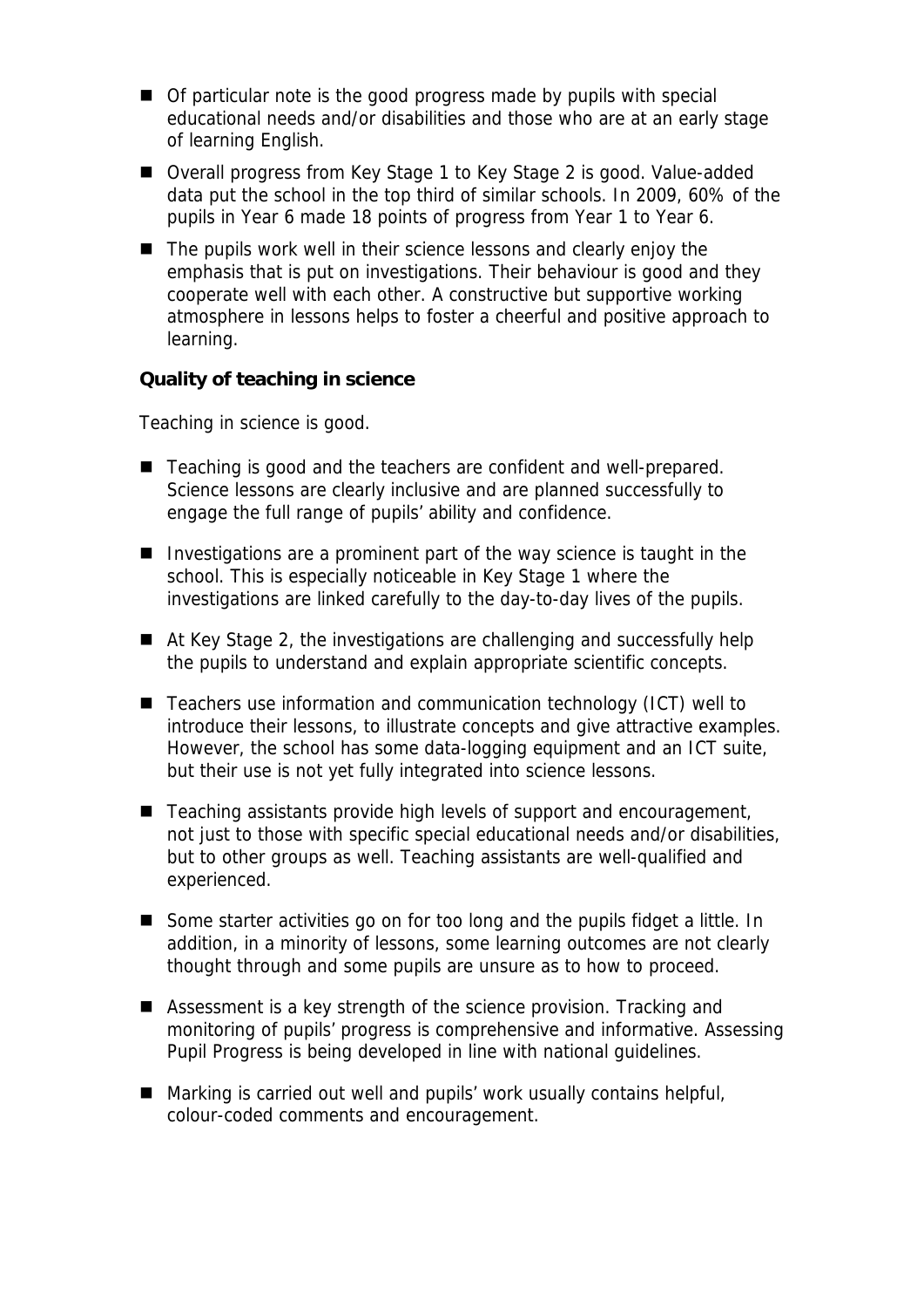- Of particular note is the good progress made by pupils with special educational needs and/or disabilities and those who are at an early stage of learning English.
- Overall progress from Key Stage 1 to Key Stage 2 is good. Value-added data put the school in the top third of similar schools. In 2009, 60% of the pupils in Year 6 made 18 points of progress from Year 1 to Year 6.
- The pupils work well in their science lessons and clearly enjoy the emphasis that is put on investigations. Their behaviour is good and they cooperate well with each other. A constructive but supportive working atmosphere in lessons helps to foster a cheerful and positive approach to learning.

**Quality of teaching in science**

Teaching in science is good.

- Teaching is good and the teachers are confident and well-prepared. Science lessons are clearly inclusive and are planned successfully to engage the full range of pupils' ability and confidence.
- Investigations are a prominent part of the way science is taught in the school. This is especially noticeable in Key Stage 1 where the investigations are linked carefully to the day-to-day lives of the pupils.
- At Key Stage 2, the investigations are challenging and successfully help the pupils to understand and explain appropriate scientific concepts.
- Teachers use information and communication technology (ICT) well to introduce their lessons, to illustrate concepts and give attractive examples. However, the school has some data-logging equipment and an ICT suite, but their use is not yet fully integrated into science lessons.
- Teaching assistants provide high levels of support and encouragement, not just to those with specific special educational needs and/or disabilities, but to other groups as well. Teaching assistants are well-qualified and experienced.
- Some starter activities go on for too long and the pupils fidget a little. In addition, in a minority of lessons, some learning outcomes are not clearly thought through and some pupils are unsure as to how to proceed.
- Assessment is a key strength of the science provision. Tracking and monitoring of pupils' progress is comprehensive and informative. Assessing Pupil Progress is being developed in line with national guidelines.
- Marking is carried out well and pupils' work usually contains helpful, colour-coded comments and encouragement.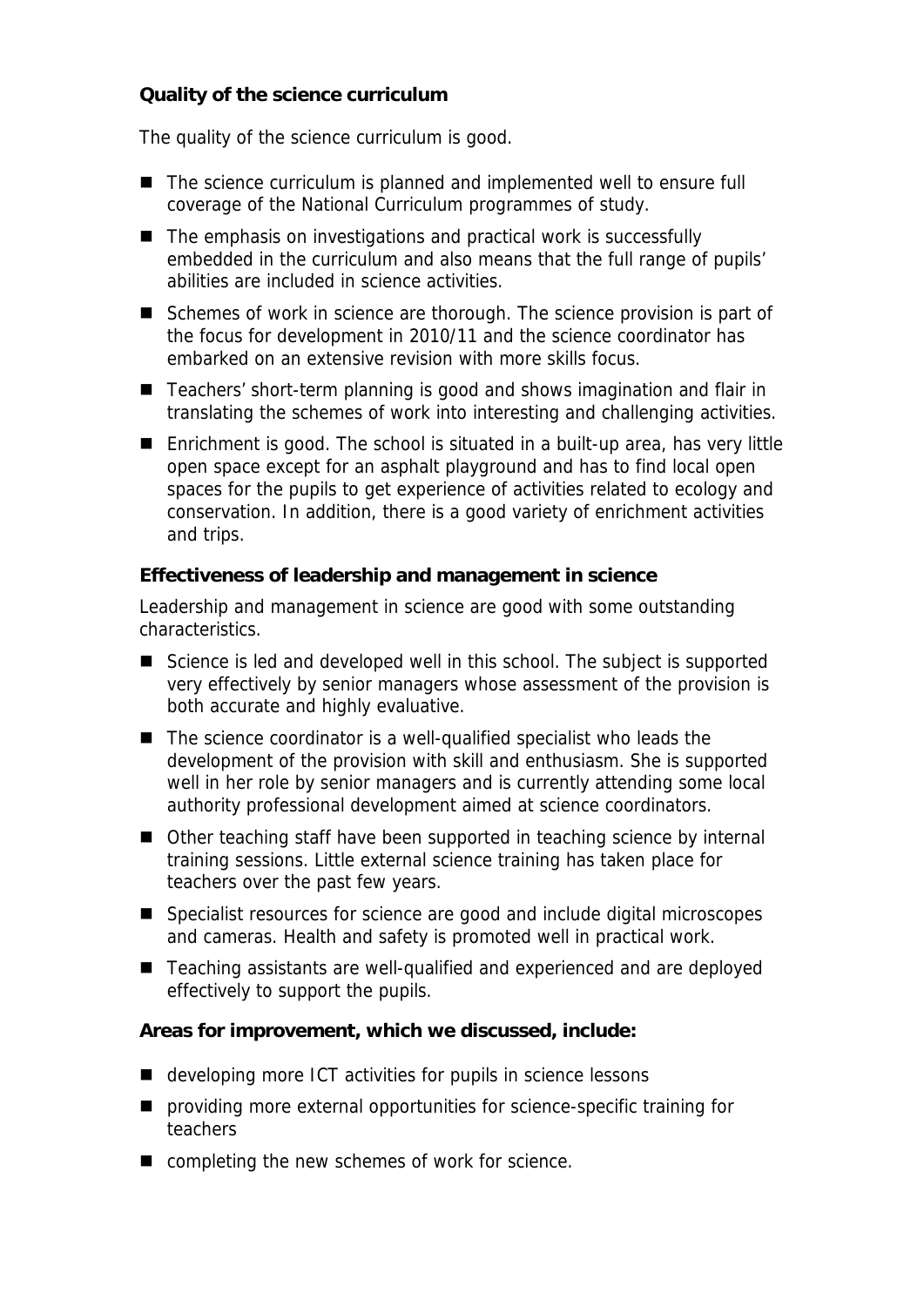**Quality of the science curriculum**

The quality of the science curriculum is good.

- The science curriculum is planned and implemented well to ensure full coverage of the National Curriculum programmes of study.
- The emphasis on investigations and practical work is successfully embedded in the curriculum and also means that the full range of pupils' abilities are included in science activities.
- Schemes of work in science are thorough. The science provision is part of the focus for development in 2010/11 and the science coordinator has embarked on an extensive revision with more skills focus.
- Teachers' short-term planning is good and shows imagination and flair in translating the schemes of work into interesting and challenging activities.
- Enrichment is good. The school is situated in a built-up area, has very little open space except for an asphalt playground and has to find local open spaces for the pupils to get experience of activities related to ecology and conservation. In addition, there is a good variety of enrichment activities and trips.

**Effectiveness of leadership and management in science**

Leadership and management in science are good with some outstanding characteristics.

- Science is led and developed well in this school. The subject is supported very effectively by senior managers whose assessment of the provision is both accurate and highly evaluative.
- The science coordinator is a well-qualified specialist who leads the development of the provision with skill and enthusiasm. She is supported well in her role by senior managers and is currently attending some local authority professional development aimed at science coordinators.
- Other teaching staff have been supported in teaching science by internal training sessions. Little external science training has taken place for teachers over the past few years.
- Specialist resources for science are good and include digital microscopes and cameras. Health and safety is promoted well in practical work.
- Teaching assistants are well-qualified and experienced and are deployed effectively to support the pupils.

**Areas for improvement, which we discussed, include:**

- developing more ICT activities for pupils in science lessons
- providing more external opportunities for science-specific training for teachers
- completing the new schemes of work for science.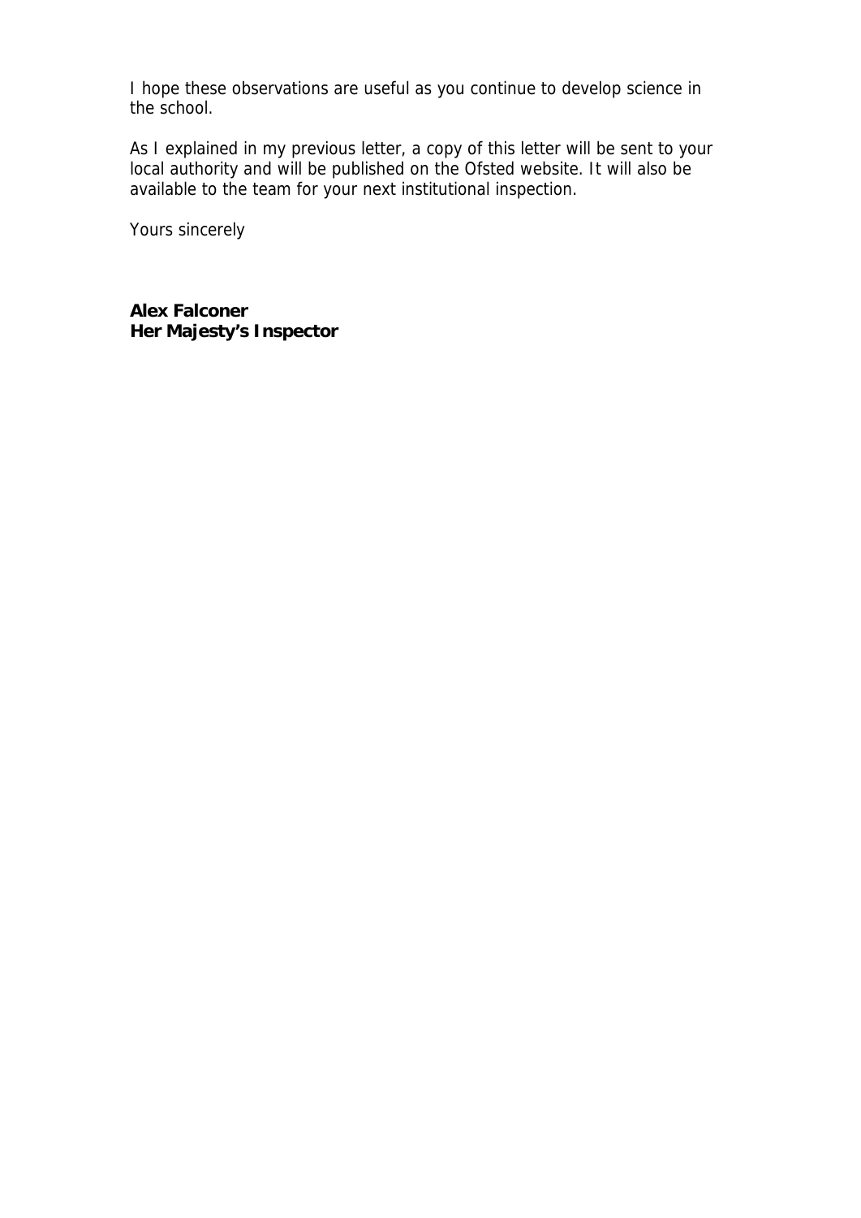I hope these observations are useful as you continue to develop science in the school.

As I explained in my previous letter, a copy of this letter will be sent to your local authority and will be published on the Ofsted website. It will also be available to the team for your next institutional inspection.

Yours sincerely

**Alex Falconer**
**Her Majesty's Inspector**